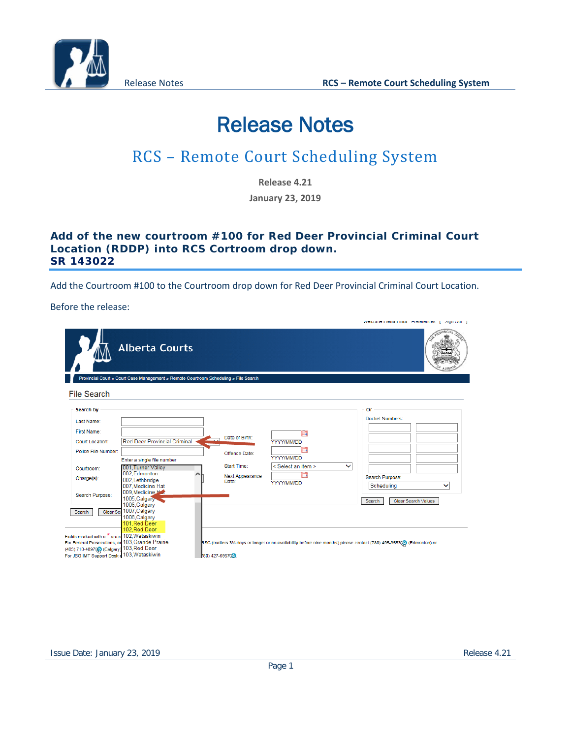# Release Notes

## RCS – Remote Court Scheduling System

**Release 4.21**

**January 23, 2019**

### Add of the new courtroom #100 for Red Deer Provincial Criminal Court Location (RDDP) into RCS Cortroom drop down. SR 143022

Add the Courtroom #100 to the Courtroom drop down for Red Deer Provincial Criminal Court Location.

Before the release: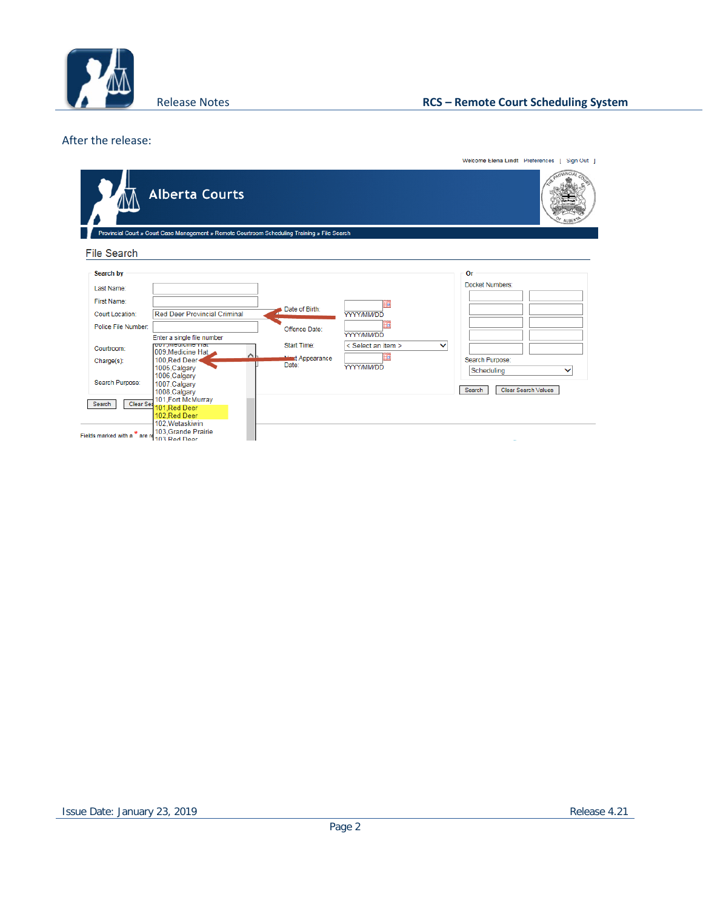After the release: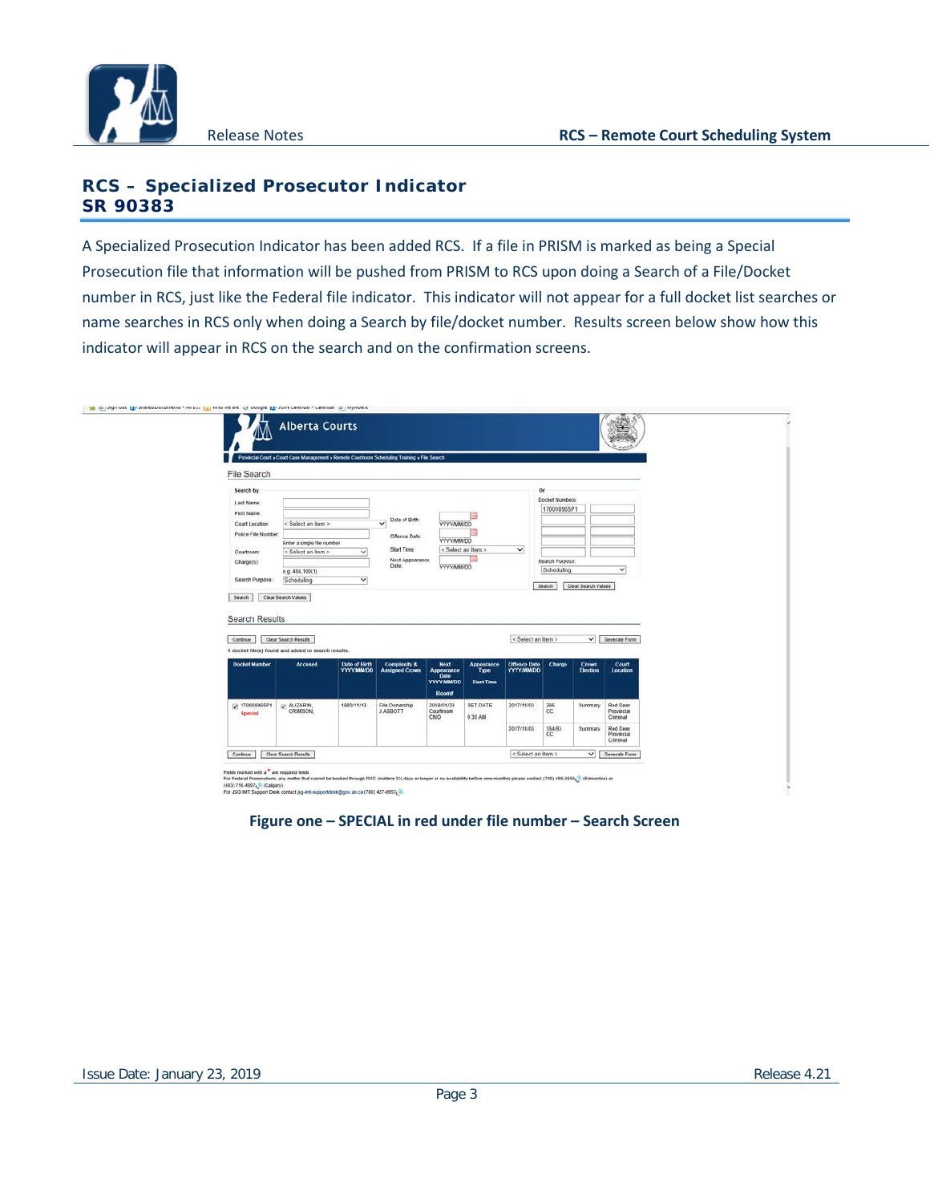## RCS – Specialized Prosecutor Indicator
## SR 90383

A Specialized Prosecution Indicator has been added RCS. If a file in PRISM is marked as being a Special Prosecution file that information will be pushed from PRISM to RCS upon doing a Search of a File/Docket number in RCS, just like the Federal file indicator. This indicator will not appear for a full docket list searches or name searches in RCS only when doing a Search by file/docket number. Results screen below show how this indicator will appear in RCS on the search and on the confirmation screens.

**Figure one – SPECIAL in red under file number – Search Screen**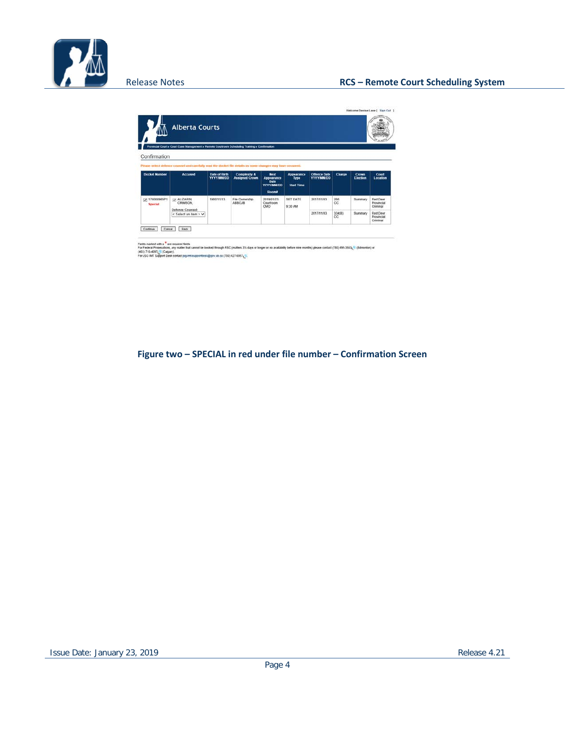Welcome Denise Lane [ Sign Out ]

Alberta Courts

Provincial Court » Court Case Management » Remote Courtroom Scheduling Training » Confirmation

Confirmation

Please select defence counsel and carefully read the docket file details as some changes may have occurred.

| Docket Number | Accused | Date of Birth YYYY/MM/DD | Complexity & Assigned Crown | Next Appearance Date YYYY/MM/DD Room# | Appearance Type Start Time | Offence Date YYYY/MM/DD | Charge | Crown Election | Court Location |
|---|---|---|---|---|---|---|---|---|---|
| 170084965P1 Special | ALIZARIN, CRIMSON, Defence Counsel: < Select an Item > | 1980/11/13 | File Ownership ABBOJB | 2019/01/23 Courtroom CMO | SET DATE 9:30 AM | 2017/11/03 | 266 CC | Summary | Red Deer Provincial Criminal |
| | | | | | | 2017/11/03 | 334(B) CC | Summary | Red Deer Provincial Criminal |

Continue Cancel Back

Fields marked with a * are required fields
For Federal Prosecutions, any matter that cannot be booked through RSC (matters 3½ days or longer or no availability before nine months) please contact (780) 495-3553 (Edmonton) or (403) 710-4097 (Calgary).
For JSG IMT Support Desk contact jsg-imtsupportdesk@gov.ab.ca (780) 427-6957.

**Figure two – SPECIAL in red under file number – Confirmation Screen**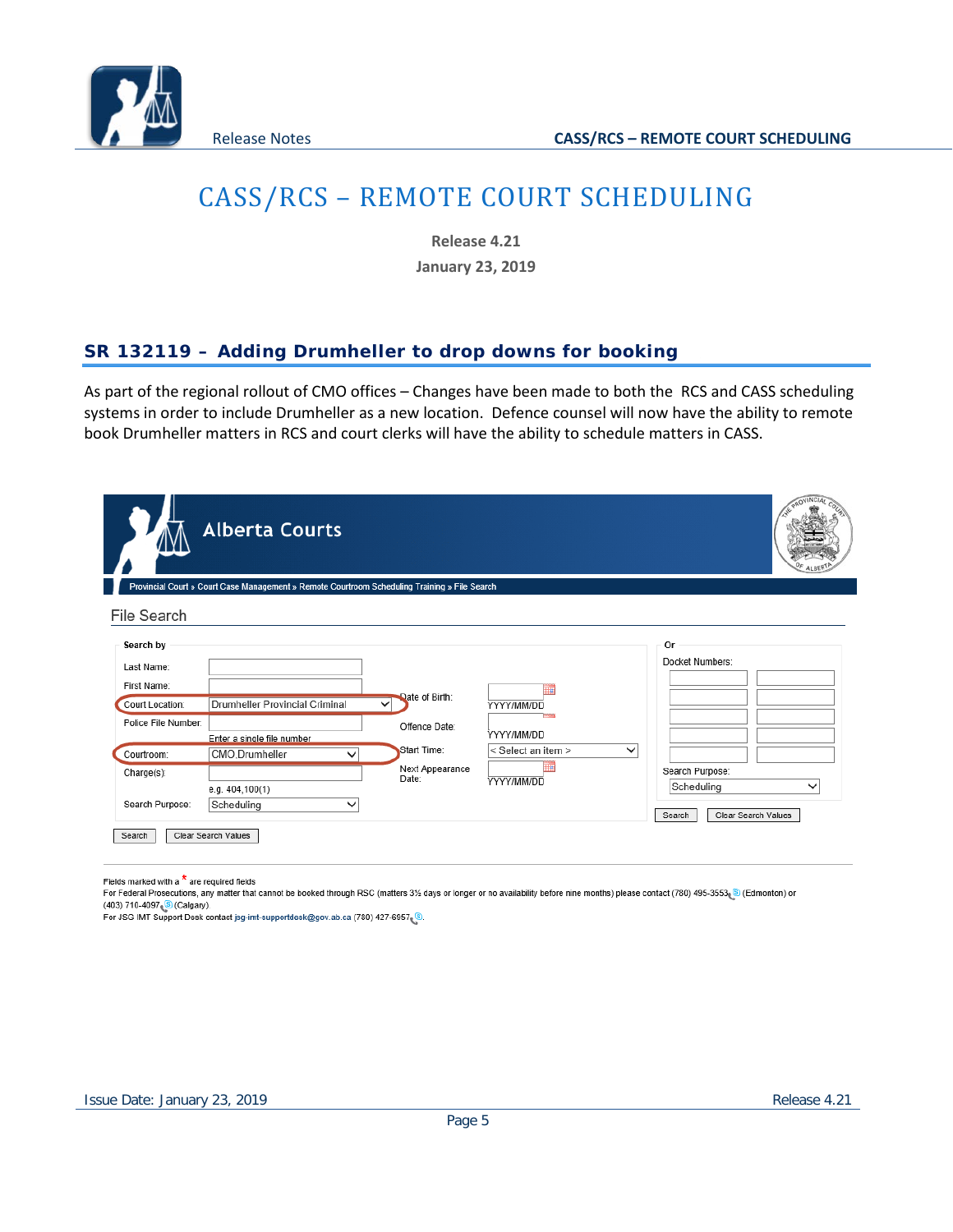# CASS/RCS – REMOTE COURT SCHEDULING

**Release 4.21**

**January 23, 2019**

## SR 132119 – Adding Drumheller to drop downs for booking

As part of the regional rollout of CMO offices – Changes have been made to both the RCS and CASS scheduling systems in order to include Drumheller as a new location. Defence counsel will now have the ability to remote book Drumheller matters in RCS and court clerks will have the ability to schedule matters in CASS.

Alberta Courts

Provincial Court » Court Case Management » Remote Courtroom Scheduling Training » File Search

File Search

Search by

Last Name:

First Name:

Court Location: Drumheller Provincial Criminal

Police File Number:

Enter a single file number

Courtroom: CMO.Drumheller

Charge(s):

e.g. 404,100(1)

Search Purpose: Scheduling

Date of Birth: YYYY/MM/DD

Offence Date: YYYY/MM/DD

Start Time: < Select an item >

Next Appearance Date: YYYY/MM/DD

Or

Docket Numbers:

Search Purpose: Scheduling

Search | Clear Search Values

Search | Clear Search Values

Fields marked with a * are required fields

For Federal Prosecutions, any matter that cannot be booked through RSC (matters 3½ days or longer or no availability before nine months) please contact (780) 495-3553 (Edmonton) or (403) 716-4097 (Calgary).

For JSG IMT Support Desk contact jsg-imt-supportdesk@gov.ab.ca (780) 427-6957.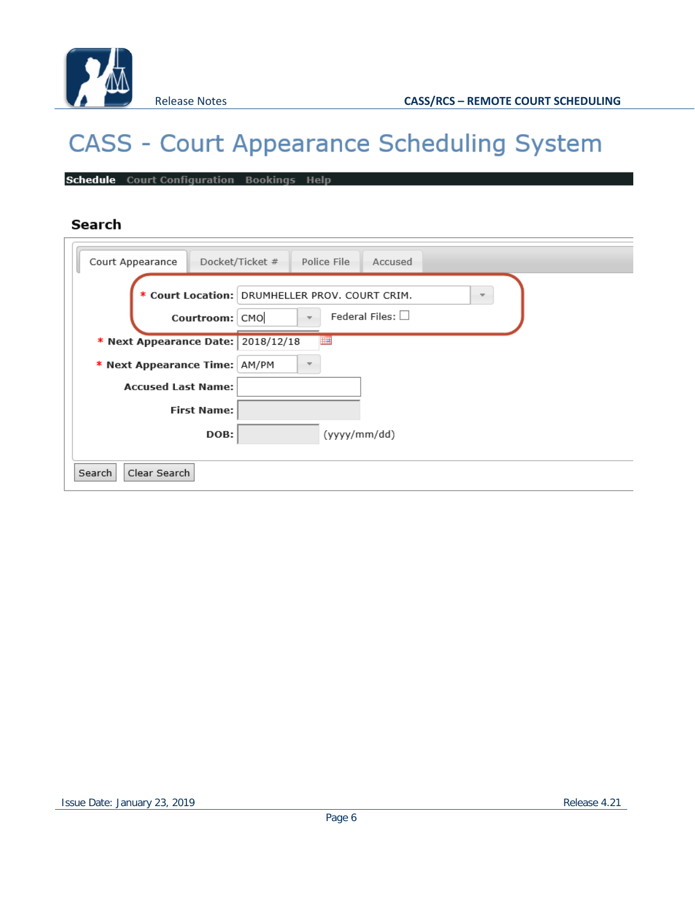# CASS - Court Appearance Scheduling System

**Schedule** Court Configuration Bookings Help

### Search

Court Appearance | Docket/Ticket # | Police File | Accused

* **Court Location:** DRUMHELLER PROV. COURT CRIM.

**Courtroom:** CMO  Federal Files: ☐

* **Next Appearance Date:** 2018/12/18

* **Next Appearance Time:** AM/PM

**Accused Last Name:**

**First Name:**

**DOB:** (yyyy/mm/dd)

Search | Clear Search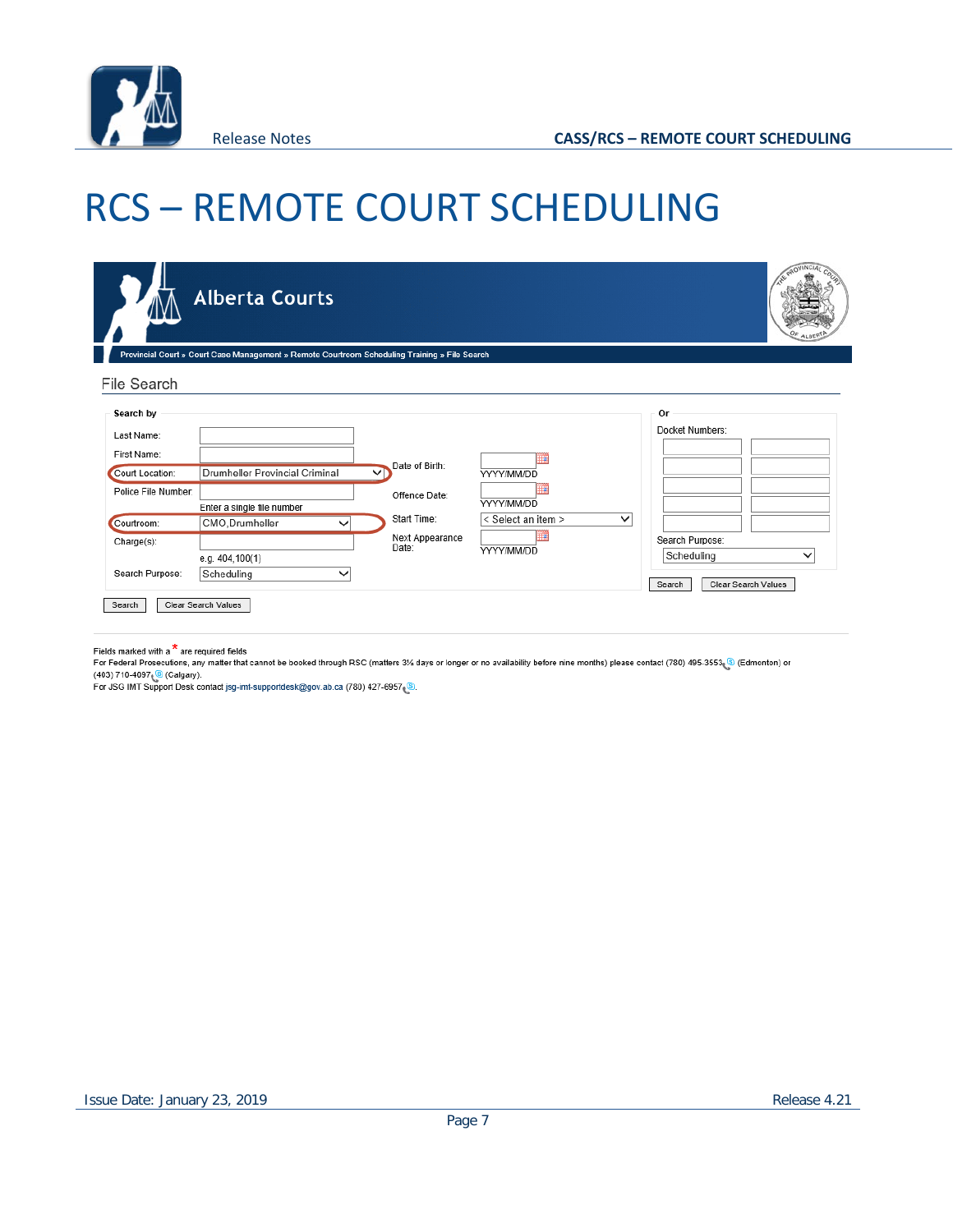# RCS – REMOTE COURT SCHEDULING

Alberta Courts

Provincial Court » Court Case Management » Remote Courtroom Scheduling Training » File Search

File Search

**Search by**

Last Name:

First Name:

Court Location: Drumheller Provincial Criminal

Police File Number

Enter a single file number

Courtroom: CMO,Drumheller

Charge(s):

e.g. 404,100(1)

Search Purpose: Scheduling

Date of Birth: YYYY/MM/DD

Offence Date: YYYY/MM/DD

Start Time: < Select an item >

Next Appearance Date: YYYY/MM/DD

Search | Clear Search Values

**Or**

Docket Numbers:

Search Purpose: Scheduling

Search | Clear Search Values

Fields marked with a * are required fields

For Federal Prosecutions, any matter that cannot be booked through RSC (matters 3½ days or longer or no availability before nine months) please contact (780) 495-3553 (Edmonton) or (403) 710-4097 (Calgary).

For JSG IMT Support Desk contact jsg-imt-supportdesk@gov.ab.ca (780) 427-6957.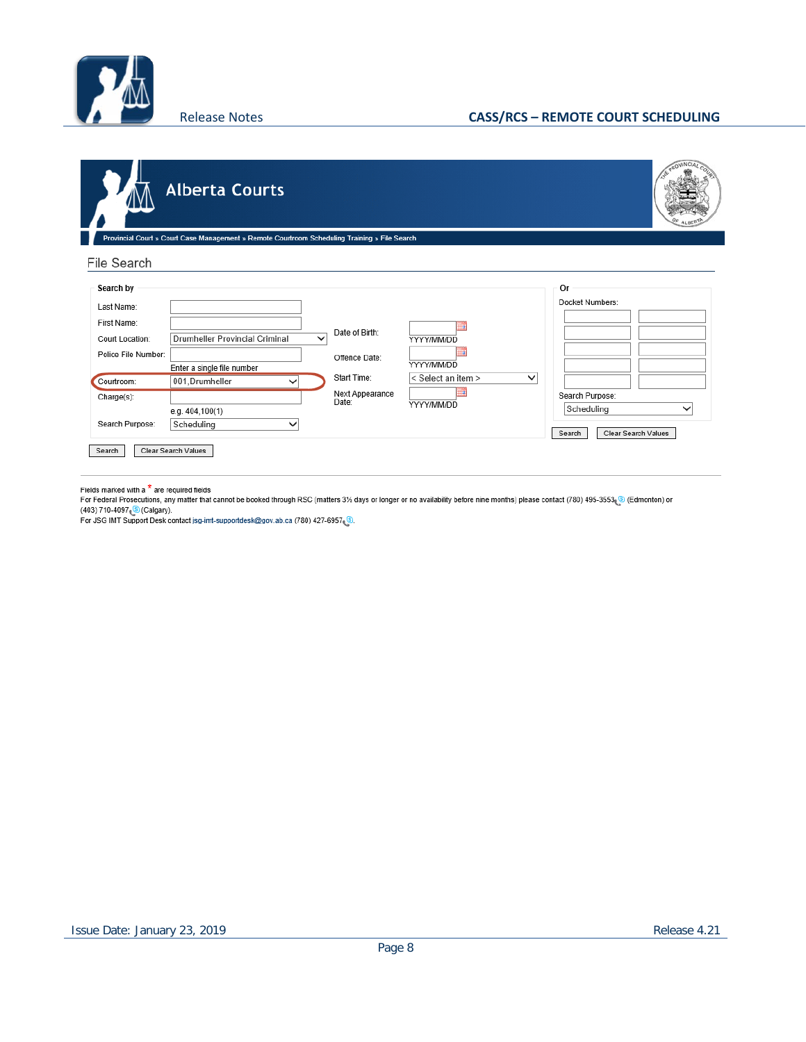Alberta Courts

Provincial Court » Court Case Management » Remote Courtroom Scheduling Training » File Search

## File Search

**Search by**

Last Name:

First Name:

Court Location: Drumheller Provincial Criminal

Police File Number:

Enter a single file number

Courtroom: 001,Drumheller

Charge(s):

e.g. 404,100(1)

Search Purpose: Scheduling

Date of Birth: YYYY/MM/DD

Offence Date: YYYY/MM/DD

Start Time: < Select an item >

Next Appearance Date: YYYY/MM/DD

Search | Clear Search Values

**Or**

Docket Numbers:

Search Purpose: Scheduling

Search | Clear Search Values

Fields marked with a * are required fields

For Federal Prosecutions, any matter that cannot be booked through RSC (matters 3½ days or longer or no availability before nine months) please contact (780) 495-3553 (Edmonton) or (403) 710-4097 (Calgary).

For JSG IMT Support Desk contact jsg-imt-supportdesk@gov.ab.ca (780) 427-6957.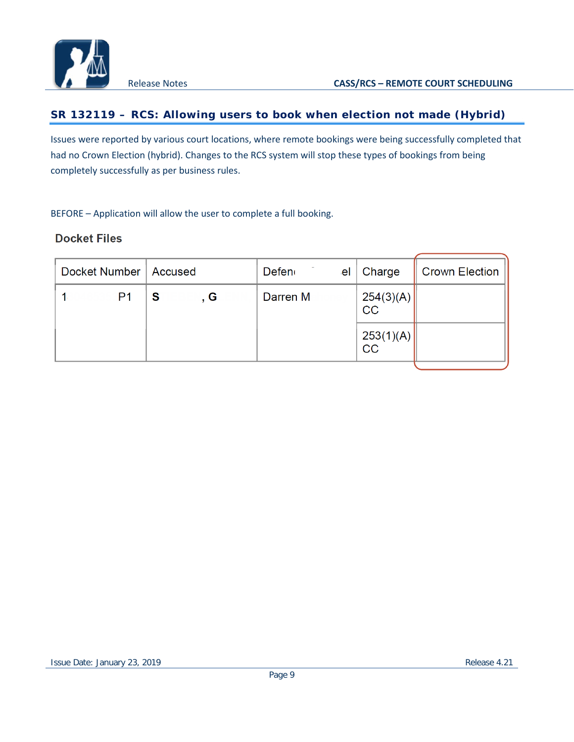## SR 132119 – RCS: Allowing users to book when election not made (Hybrid)

Issues were reported by various court locations, where remote bookings were being successfully completed that had no Crown Election (hybrid). Changes to the RCS system will stop these types of bookings from being completely successfully as per business rules.

BEFORE – Application will allow the user to complete a full booking.

### Docket Files

| Docket Number | Accused | Defen el | Charge | Crown Election |
|---|---|---|---|---|
| 1 P1 | **S , G** | Darren M | 254(3)(A) CC | |
| | | | 253(1)(A) CC | |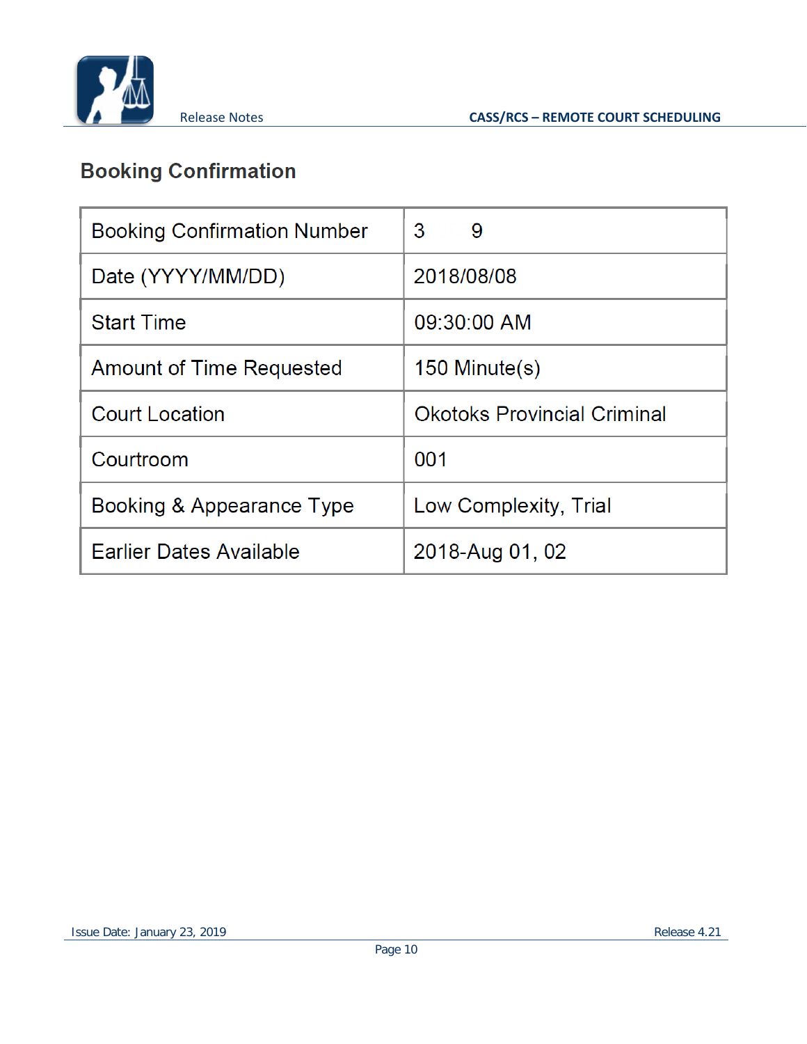## Booking Confirmation

| Booking Confirmation Number | 3 9 |
|---|---|
| Date (YYYY/MM/DD) | 2018/08/08 |
| Start Time | 09:30:00 AM |
| Amount of Time Requested | 150 Minute(s) |
| Court Location | Okotoks Provincial Criminal |
| Courtroom | 001 |
| Booking & Appearance Type | Low Complexity, Trial |
| Earlier Dates Available | 2018-Aug 01, 02 |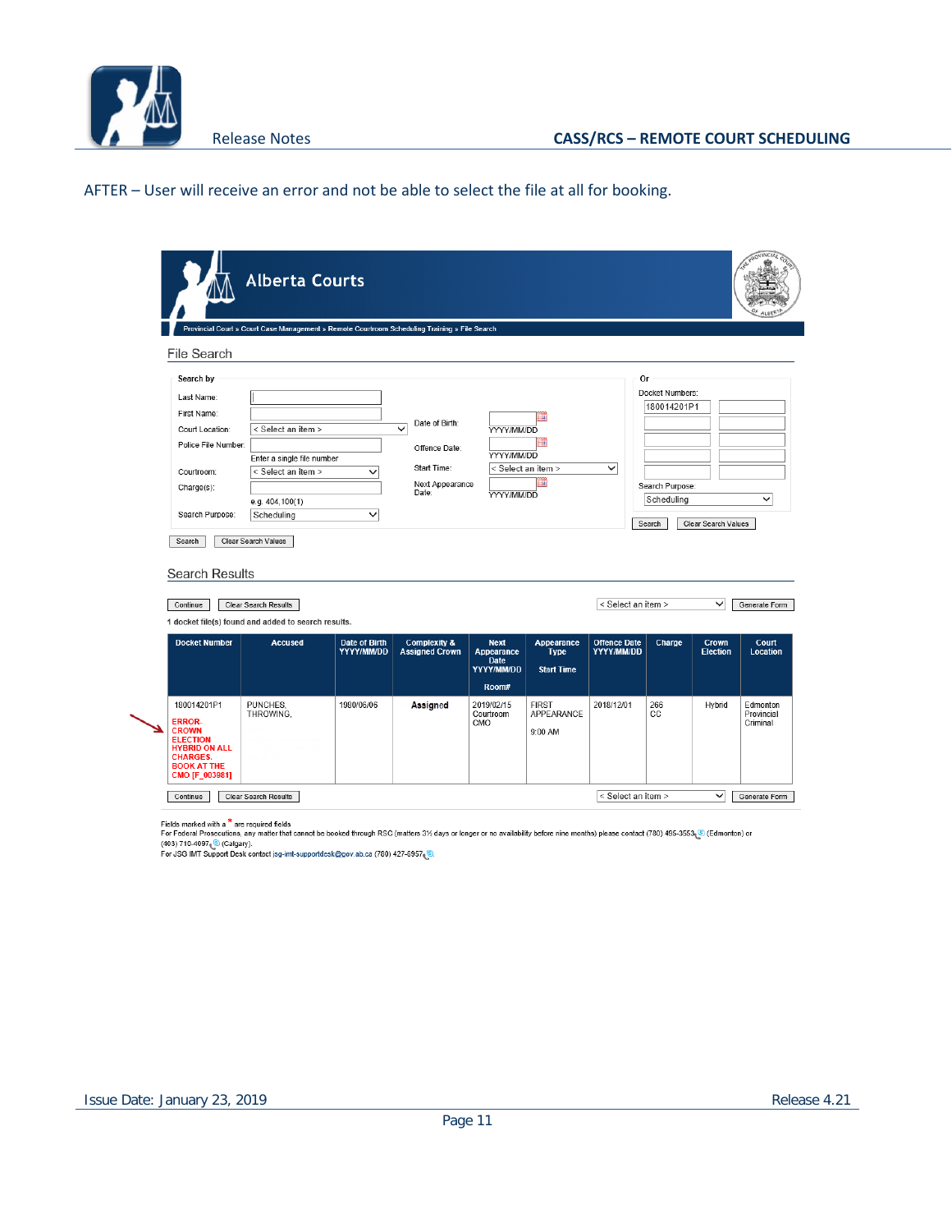AFTER – User will receive an error and not be able to select the file at all for booking.

Alberta Courts

Provincial Court » Court Case Management » Remote Courtroom Scheduling Training » File Search

File Search

Search by

Last Name:

First Name:

Court Location: < Select an item >

Police File Number:

Enter a single file number

Courtroom: < Select an item >

Charge(s):

e.g. 404,100(1)

Search Purpose: Scheduling

Date of Birth: YYYY/MM/DD

Offence Date: YYYY/MM/DD

Start Time: < Select an item >

Next Appearance Date: YYYY/MM/DD

Or

Docket Numbers: 180014201P1

Search Purpose: Scheduling

Search | Clear Search Values

Search Results

Continue | Clear Search Results | < Select an item > | Generate Form

1 docket file(s) found and added to search results.

| Docket Number | Accused | Date of Birth YYYY/MM/DD | Complexity & Assigned Crown | Next Appearance Date YYYY/MM/DD Room# | Appearance Type Start Time | Offence Date YYYY/MM/DD | Charge | Crown Election | Court Location |
|---|---|---|---|---|---|---|---|---|---|
| 180014201P1 ERROR- CROWN ELECTION HYBRID ON ALL CHARGES. BOOK AT THE CMO [F_003981] | PUNCHES, THROWING, | 1980/06/06 | **Assigned** | 2019/02/15 Courtroom CMO | FIRST APPEARANCE 9:00 AM | 2018/12/01 | 266 CC | Hybrid | Edmonton Provincial Criminal |

Continue | Clear Search Results | < Select an item > | Generate Form

Fields marked with a * are required fields

For Federal Prosecutions, any matter that cannot be booked through RSC (matters 3½ days or longer or no availability before nine months) please contact (780) 495-3553 (Edmonton) or (403) 710-4097 (Calgary).

For JSG IMT Support Desk contact jsg-imt-supportdesk@gov.ab.ca (780) 427-6957.